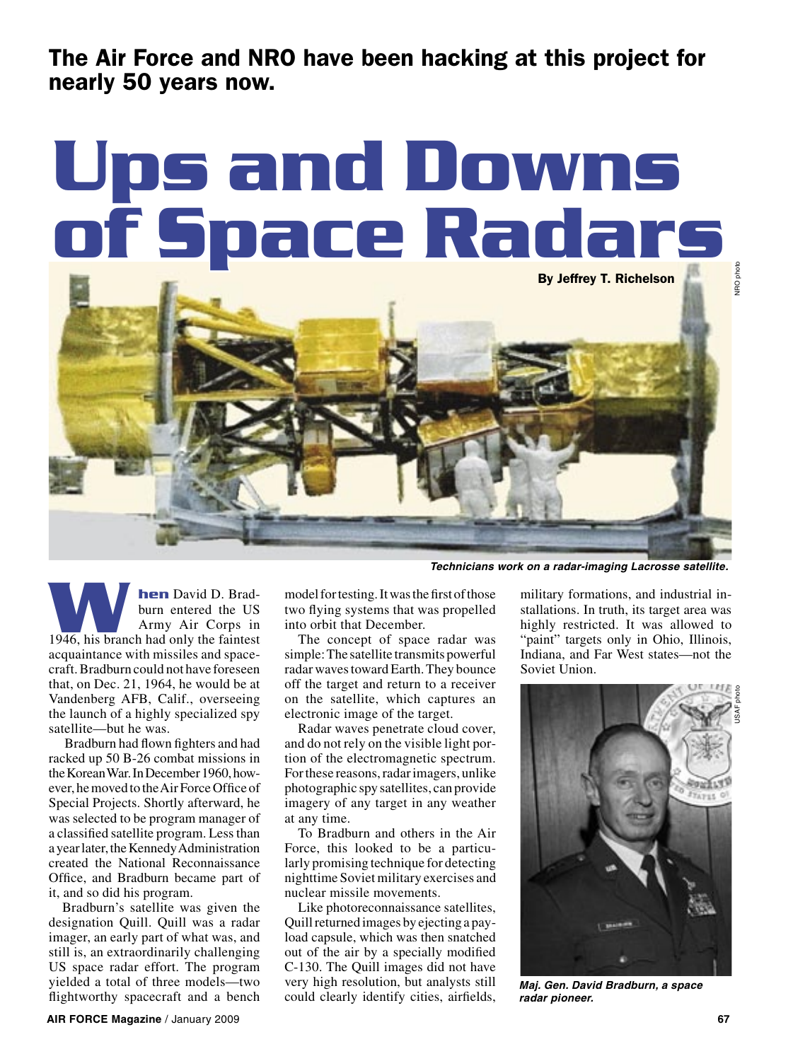**The Air Force and NRO have been hacking at this project for nearly 50 years now.**

# Ups and Downs of Space Radars

**By Jeffrey T. Richelson**

*Technicians work on a radar-imaging Lacrosse satellite.*

When David D. Bradburn entered the US Army Air Corps in 1946, his branch had only the faintest acquaintance with missiles and spacecraft. Bradburn could not have foreseen that, on Dec. 21, 1964, he would be at Vandenberg AFB, Calif., overseeing the launch of a highly specialized spy satellite—but he was.

Bradburn had flown fighters and had racked up 50 B-26 combat missions in the Korean War. In December 1960, however, he moved to the Air Force Office of Special Projects. Shortly afterward, he was selected to be program manager of a classified satellite program. Less than a year later, the Kennedy Administration created the National Reconnaissance Office, and Bradburn became part of it, and so did his program.

Bradburn's satellite was given the designation Quill. Quill was a radar imager, an early part of what was, and still is, an extraordinarily challenging US space radar effort. The program yielded a total of three models—two flightworthy spacecraft and a bench model for testing. It was the first of those two flying systems that was propelled into orbit that December.

The concept of space radar was simple: The satellite transmits powerful radar waves toward Earth. They bounce off the target and return to a receiver on the satellite, which captures an electronic image of the target.

Radar waves penetrate cloud cover, and do not rely on the visible light portion of the electromagnetic spectrum. For these reasons, radar imagers, unlike photographic spy satellites, can provide imagery of any target in any weather at any time.

To Bradburn and others in the Air Force, this looked to be a particularly promising technique for detecting nighttime Soviet military exercises and nuclear missile movements.

Like photoreconnaissance satellites, Quill returned images by ejecting a payload capsule, which was then snatched out of the air by a specially modified C-130. The Quill images did not have very high resolution, but analysts still could clearly identify cities, airfields, military formations, and industrial installations. In truth, its target area was highly restricted. It was allowed to "paint" targets only in Ohio, Illinois, Indiana, and Far West states—not the Soviet Union.

*Maj. Gen. David Bradburn, a space radar pioneer.*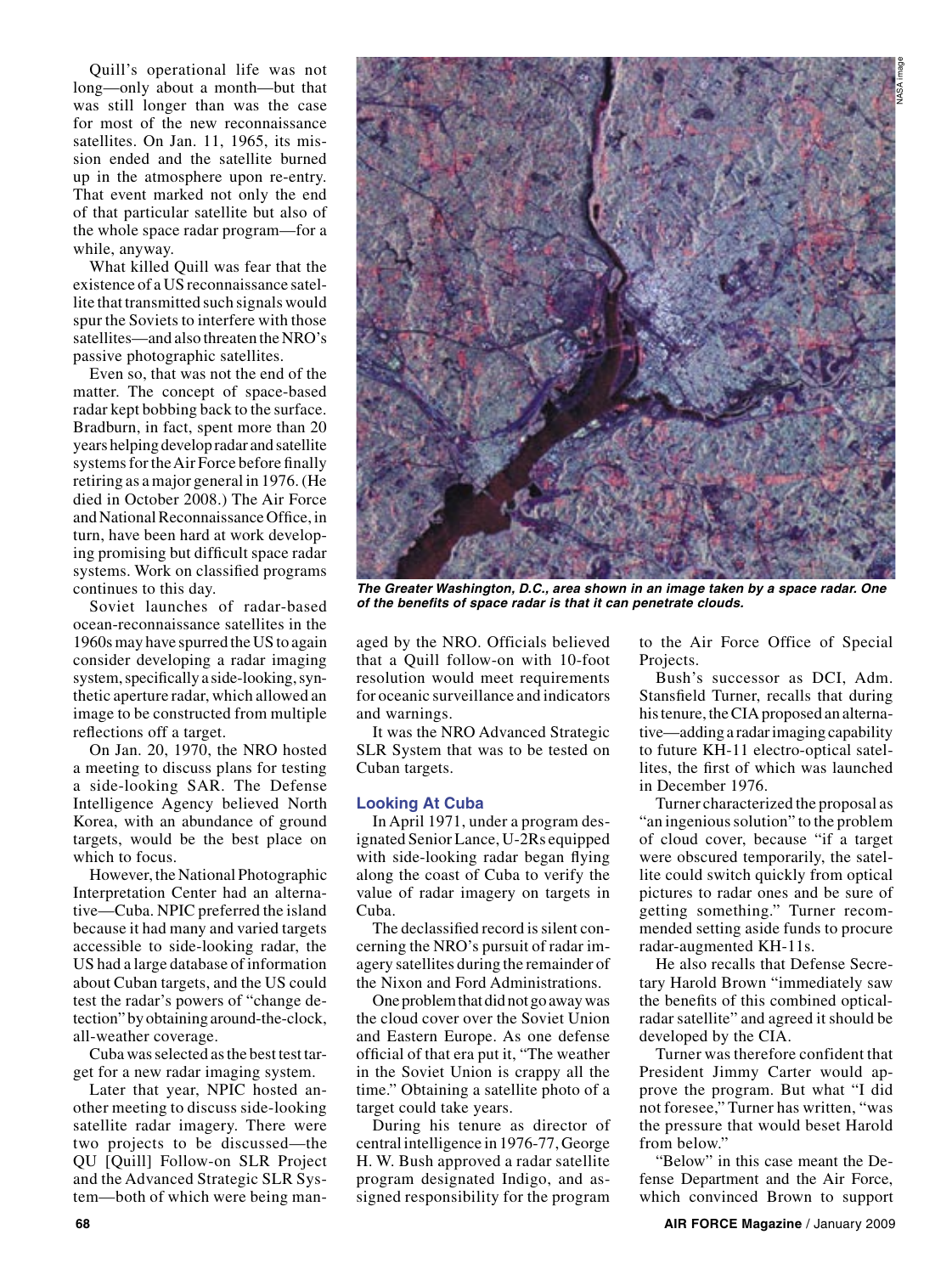Quill's operational life was not long—only about a month—but that was still longer than was the case for most of the new reconnaissance satellites. On Jan. 11, 1965, its mission ended and the satellite burned up in the atmosphere upon re-entry. That event marked not only the end of that particular satellite but also of the whole space radar program—for a while, anyway.

What killed Quill was fear that the existence of a US reconnaissance satellite that transmitted such signals would spur the Soviets to interfere with those satellites—and also threaten the NRO's passive photographic satellites.

Even so, that was not the end of the matter. The concept of space-based radar kept bobbing back to the surface. Bradburn, in fact, spent more than 20 years helping develop radar and satellite systems for the Air Force before finally retiring as a major general in 1976. (He died in October 2008.) The Air Force and National Reconnaissance Office, in turn, have been hard at work developing promising but difficult space radar systems. Work on classified programs continues to this day.

Soviet launches of radar-based ocean-reconnaissance satellites in the 1960s may have spurred the US to again consider developing a radar imaging system, specifically a side-looking, synthetic aperture radar, which allowed an image to be constructed from multiple reflections off a target.

On Jan. 20, 1970, the NRO hosted a meeting to discuss plans for testing a side-looking SAR. The Defense Intelligence Agency believed North Korea, with an abundance of ground targets, would be the best place on which to focus.

However, the National Photographic Interpretation Center had an alternative—Cuba. NPIC preferred the island because it had many and varied targets accessible to side-looking radar, the US had a large database of information about Cuban targets, and the US could test the radar's powers of "change detection" by obtaining around-the-clock, all-weather coverage.

Cuba was selected as the best test target for a new radar imaging system.

Later that year, NPIC hosted another meeting to discuss side-looking satellite radar imagery. There were two projects to be discussed—the QU [Quill] Follow-on SLR Project and the Advanced Strategic SLR System—both of which were being managed by the NRO. Officials believed that a Quill follow-on with 10-foot resolution would meet requirements for oceanic surveillance and indicators and warnings.

It was the NRO Advanced Strategic SLR System that was to be tested on Cuban targets.

*The Greater Washington, D.C., area shown in an image taken by a space radar. One of the benefits of space radar is that it can penetrate clouds.*

## Looking At Cuba

In April 1971, under a program designated Senior Lance, U-2Rs equipped with side-looking radar began flying along the coast of Cuba to verify the value of radar imagery on targets in Cuba.

The declassified record is silent concerning the NRO's pursuit of radar imagery satellites during the remainder of the Nixon and Ford Administrations.

One problem that did not go away was the cloud cover over the Soviet Union and Eastern Europe. As one defense official of that era put it, "The weather in the Soviet Union is crappy all the time." Obtaining a satellite photo of a target could take years.

During his tenure as director of central intelligence in 1976-77, George H. W. Bush approved a radar satellite program designated Indigo, and assigned responsibility for the program to the Air Force Office of Special Projects.

Bush's successor as DCI, Adm. Stansfield Turner, recalls that during his tenure, the CIA proposed an alternative—adding a radar imaging capability to future KH-11 electro-optical satellites, the first of which was launched in December 1976.

Turner characterized the proposal as "an ingenious solution" to the problem of cloud cover, because "if a target were obscured temporarily, the satellite could switch quickly from optical pictures to radar ones and be sure of getting something." Turner recommended setting aside funds to procure radar-augmented KH-11s.

He also recalls that Defense Secretary Harold Brown "immediately saw the benefits of this combined optical-radar satellite" and agreed it should be developed by the CIA.

Turner was therefore confident that President Jimmy Carter would approve the program. But what "I did not foresee," Turner has written, "was the pressure that would beset Harold from below."

"Below" in this case meant the Defense Department and the Air Force, which convinced Brown to support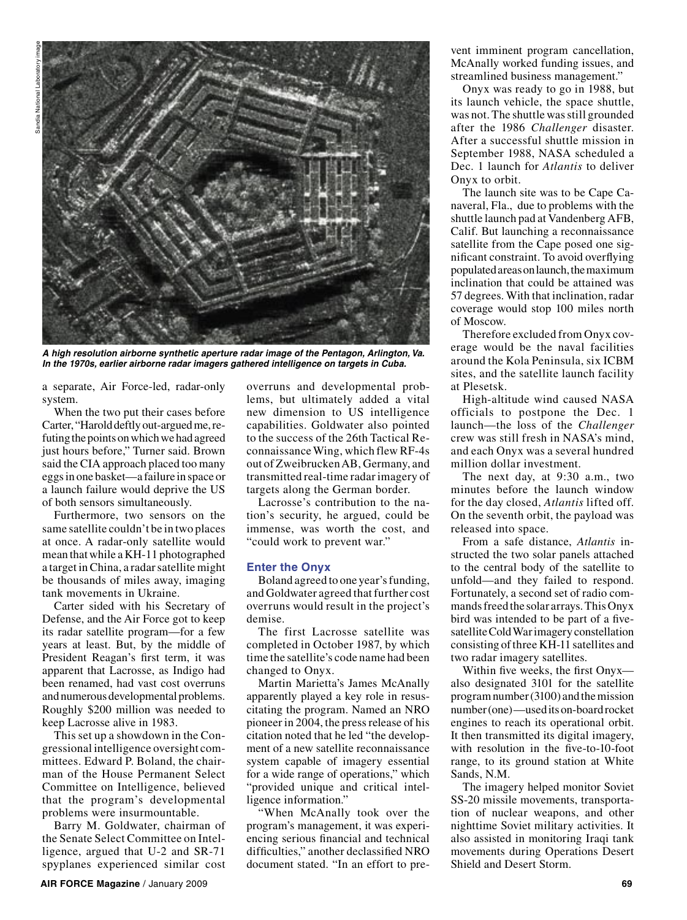*A high resolution airborne synthetic aperture radar image of the Pentagon, Arlington, Va. In the 1970s, earlier airborne radar imagers gathered intelligence on targets in Cuba.*

a separate, Air Force-led, radar-only system.

When the two put their cases before Carter, "Harold deftly out-argued me, refuting the points on which we had agreed just hours before," Turner said. Brown said the CIA approach placed too many eggs in one basket—a failure in space or a launch failure would deprive the US of both sensors simultaneously.

Furthermore, two sensors on the same satellite couldn't be in two places at once. A radar-only satellite would mean that while a KH-11 photographed a target in China, a radar satellite might be thousands of miles away, imaging tank movements in Ukraine.

Carter sided with his Secretary of Defense, and the Air Force got to keep its radar satellite program—for a few years at least. But, by the middle of President Reagan's first term, it was apparent that Lacrosse, as Indigo had been renamed, had vast cost overruns and numerous developmental problems. Roughly $200 million was needed to keep Lacrosse alive in 1983.

This set up a showdown in the Congressional intelligence oversight committees. Edward P. Boland, the chairman of the House Permanent Select Committee on Intelligence, believed that the program's developmental problems were insurmountable.

Barry M. Goldwater, chairman of the Senate Select Committee on Intelligence, argued that U-2 and SR-71 spyplanes experienced similar cost overruns and developmental problems, but ultimately added a vital new dimension to US intelligence capabilities. Goldwater also pointed to the success of the 26th Tactical Reconnaissance Wing, which flew RF-4s out of Zweibrucken AB, Germany, and transmitted real-time radar imagery of targets along the German border.

Lacrosse's contribution to the nation's security, he argued, could be immense, was worth the cost, and "could work to prevent war."

### Enter the Onyx

Boland agreed to one year's funding, and Goldwater agreed that further cost overruns would result in the project's demise.

The first Lacrosse satellite was completed in October 1987, by which time the satellite's code name had been changed to Onyx.

Martin Marietta's James McAnally apparently played a key role in resuscitating the program. Named an NRO pioneer in 2004, the press release of his citation noted that he led "the development of a new satellite reconnaissance system capable of imagery essential for a wide range of operations," which "provided unique and critical intelligence information."

"When McAnally took over the program's management, it was experiencing serious financial and technical difficulties," another declassified NRO document stated. "In an effort to prevent imminent program cancellation, McAnally worked funding issues, and streamlined business management."

Onyx was ready to go in 1988, but its launch vehicle, the space shuttle, was not. The shuttle was still grounded after the 1986 *Challenger* disaster. After a successful shuttle mission in September 1988, NASA scheduled a Dec. 1 launch for *Atlantis* to deliver Onyx to orbit.

The launch site was to be Cape Canaveral, Fla., due to problems with the shuttle launch pad at Vandenberg AFB, Calif. But launching a reconnaissance satellite from the Cape posed one significant constraint. To avoid overflying populated areas on launch, the maximum inclination that could be attained was 57 degrees. With that inclination, radar coverage would stop 100 miles north of Moscow.

Therefore excluded from Onyx coverage would be the naval facilities around the Kola Peninsula, six ICBM sites, and the satellite launch facility at Plesetsk.

High-altitude wind caused NASA officials to postpone the Dec. 1 launch—the loss of the *Challenger* crew was still fresh in NASA's mind, and each Onyx was a several hundred million dollar investment.

The next day, at 9:30 a.m., two minutes before the launch window for the day closed, *Atlantis* lifted off. On the seventh orbit, the payload was released into space.

From a safe distance, *Atlantis* instructed the two solar panels attached to the central body of the satellite to unfold—and they failed to respond. Fortunately, a second set of radio commands freed the solar arrays. This Onyx bird was intended to be part of a five-satellite Cold War imagery constellation consisting of three KH-11 satellites and two radar imagery satellites.

Within five weeks, the first Onyx—also designated 3101 for the satellite program number (3100) and the mission number (one)—used its on-board rocket engines to reach its operational orbit. It then transmitted its digital imagery, with resolution in the five-to-10-foot range, to its ground station at White Sands, N.M.

The imagery helped monitor Soviet SS-20 missile movements, transportation of nuclear weapons, and other nighttime Soviet military activities. It also assisted in monitoring Iraqi tank movements during Operations Desert Shield and Desert Storm.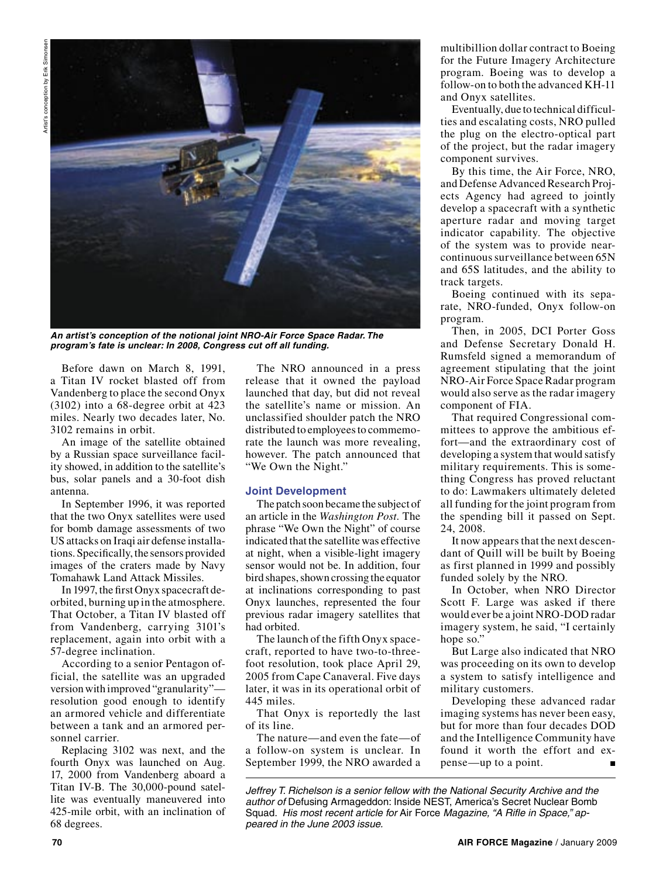Artist's conception by Erik Simonsen

*An artist's conception of the notional joint NRO-Air Force Space Radar. The program's fate is unclear: In 2008, Congress cut off all funding.*

Before dawn on March 8, 1991, a Titan IV rocket blasted off from Vandenberg to place the second Onyx (3102) into a 68-degree orbit at 423 miles. Nearly two decades later, No. 3102 remains in orbit.

An image of the satellite obtained by a Russian space surveillance facility showed, in addition to the satellite's bus, solar panels and a 30-foot dish antenna.

In September 1996, it was reported that the two Onyx satellites were used for bomb damage assessments of two US attacks on Iraqi air defense installations. Specifically, the sensors provided images of the craters made by Navy Tomahawk Land Attack Missiles.

In 1997, the first Onyx spacecraft deorbited, burning up in the atmosphere. That October, a Titan IV blasted off from Vandenberg, carrying 3101's replacement, again into orbit with a 57-degree inclination.

According to a senior Pentagon official, the satellite was an upgraded version with improved "granularity"—resolution good enough to identify an armored vehicle and differentiate between a tank and an armored personnel carrier.

Replacing 3102 was next, and the fourth Onyx was launched on Aug. 17, 2000 from Vandenberg aboard a Titan IV-B. The 30,000-pound satellite was eventually maneuvered into 425-mile orbit, with an inclination of 68 degrees.

The NRO announced in a press release that it owned the payload launched that day, but did not reveal the satellite's name or mission. An unclassified shoulder patch the NRO distributed to employees to commemorate the launch was more revealing, however. The patch announced that "We Own the Night."

### Joint Development

The patch soon became the subject of an article in the *Washington Post*. The phrase "We Own the Night" of course indicated that the satellite was effective at night, when a visible-light imagery sensor would not be. In addition, four bird shapes, shown crossing the equator at inclinations corresponding to past Onyx launches, represented the four previous radar imagery satellites that had orbited.

The launch of the fifth Onyx spacecraft, reported to have two-to-three-foot resolution, took place April 29, 2005 from Cape Canaveral. Five days later, it was in its operational orbit of 445 miles.

That Onyx is reportedly the last of its line.

The nature—and even the fate—of a follow-on system is unclear. In September 1999, the NRO awarded a multibillion dollar contract to Boeing for the Future Imagery Architecture program. Boeing was to develop a follow-on to both the advanced KH-11 and Onyx satellites.

Eventually, due to technical difficulties and escalating costs, NRO pulled the plug on the electro-optical part of the project, but the radar imagery component survives.

By this time, the Air Force, NRO, and Defense Advanced Research Projects Agency had agreed to jointly develop a spacecraft with a synthetic aperture radar and moving target indicator capability. The objective of the system was to provide near-continuous surveillance between 65N and 65S latitudes, and the ability to track targets.

Boeing continued with its separate, NRO-funded, Onyx follow-on program.

Then, in 2005, DCI Porter Goss and Defense Secretary Donald H. Rumsfeld signed a memorandum of agreement stipulating that the joint NRO-Air Force Space Radar program would also serve as the radar imagery component of FIA.

That required Congressional committees to approve the ambitious effort—and the extraordinary cost of developing a system that would satisfy military requirements. This is something Congress has proved reluctant to do: Lawmakers ultimately deleted all funding for the joint program from the spending bill it passed on Sept. 24, 2008.

It now appears that the next descendant of Quill will be built by Boeing as first planned in 1999 and possibly funded solely by the NRO.

In October, when NRO Director Scott F. Large was asked if there would ever be a joint NRO-DOD radar imagery system, he said, "I certainly hope so."

But Large also indicated that NRO was proceeding on its own to develop a system to satisfy intelligence and military customers.

Developing these advanced radar imaging systems has never been easy, but for more than four decades DOD and the Intelligence Community have found it worth the effort and expense—up to a point. ■

*Jeffrey T. Richelson is a senior fellow with the National Security Archive and the author of* Defusing Armageddon: Inside NEST, America's Secret Nuclear Bomb Squad. *His most recent article for* Air Force *Magazine, "A Rifle in Space," appeared in the June 2003 issue.*